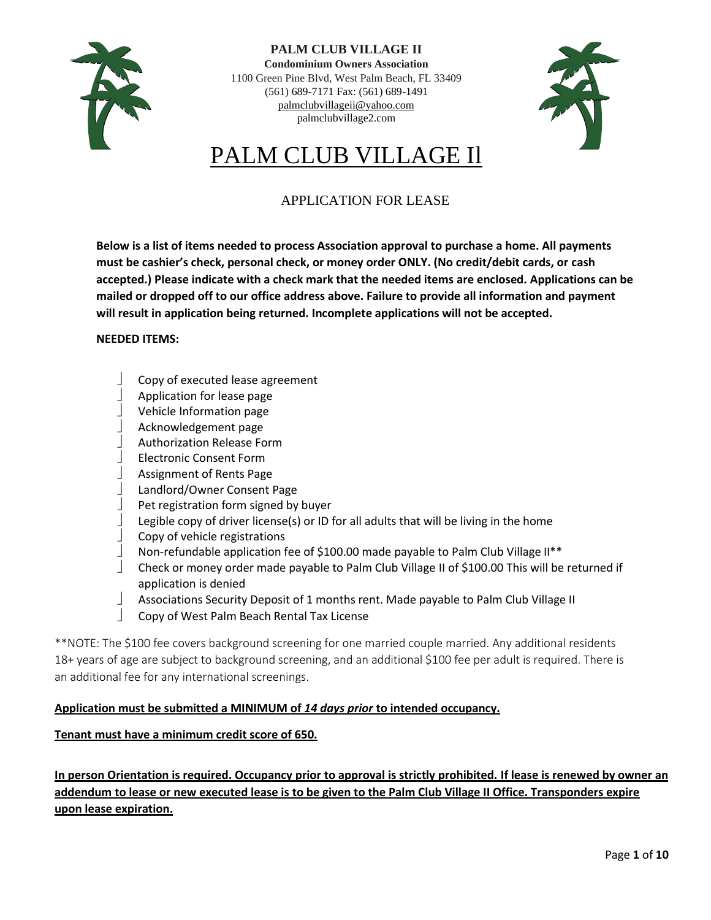**PALM CLUB VILLAGE II**
**Condominium Owners Association**
1100 Green Pine Blvd, West Palm Beach, FL 33409
(561) 689-7171 Fax: (561) 689-1491
palmclubvillageii@yahoo.com
palmclubvillage2.com

# PALM CLUB VILLAGE Il

## APPLICATION FOR LEASE

**Below is a list of items needed to process Association approval to purchase a home. All payments must be cashier's check, personal check, or money order ONLY. (No credit/debit cards, or cash accepted.) Please indicate with a check mark that the needed items are enclosed. Applications can be mailed or dropped off to our office address above. Failure to provide all information and payment will result in application being returned. Incomplete applications will not be accepted.**

**NEEDED ITEMS:**

- Copy of executed lease agreement
- Application for lease page
- Vehicle Information page
- Acknowledgement page
- Authorization Release Form
- Electronic Consent Form
- Assignment of Rents Page
- Landlord/Owner Consent Page
- Pet registration form signed by buyer
- Legible copy of driver license(s) or ID for all adults that will be living in the home
- Copy of vehicle registrations
- Non-refundable application fee of $100.00 made payable to Palm Club Village II**
- Check or money order made payable to Palm Club Village II of $100.00 This will be returned if application is denied
- Associations Security Deposit of 1 months rent. Made payable to Palm Club Village II
- Copy of West Palm Beach Rental Tax License

**NOTE: The $100 fee covers background screening for one married couple married. Any additional residents 18+ years of age are subject to background screening, and an additional $100 fee per adult is required. There is an additional fee for any international screenings.

**<u>Application must be submitted a MINIMUM of *14 days prior* to intended occupancy.</u>**

**<u>Tenant must have a minimum credit score of 650.</u>**

**<u>In person Orientation is required. Occupancy prior to approval is strictly prohibited. If lease is renewed by owner an addendum to lease or new executed lease is to be given to the Palm Club Village II Office. Transponders expire upon lease expiration.</u>**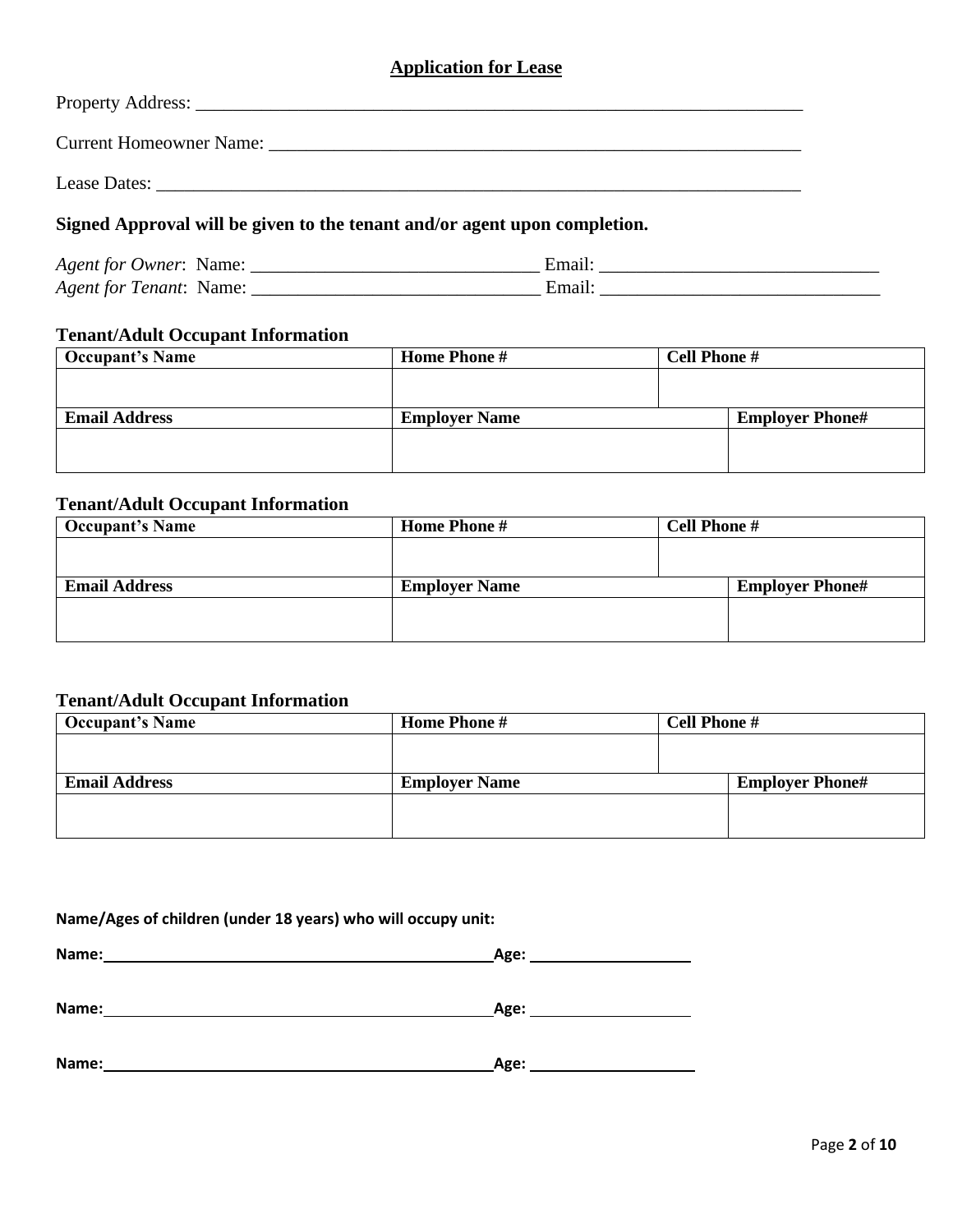## Application for Lease

Property Address: ___________________________________________________________________

Current Homeowner Name: ____________________________________________________________

Lease Dates: _______________________________________________________________________

**Signed Approval will be given to the tenant and/or agent upon completion.**

*Agent for Owner*: Name: _______________________________ Email: ______________________________
*Agent for Tenant*: Name: _______________________________ Email: ______________________________

### Tenant/Adult Occupant Information

| Occupant's Name | Home Phone # | Cell Phone # | |
|---|---|---|---|
| | | | |
| **Email Address** | **Employer Name** | | **Employer Phone#** |
| | | | |

### Tenant/Adult Occupant Information

| Occupant's Name | Home Phone # | Cell Phone # | |
|---|---|---|---|
| | | | |
| **Email Address** | **Employer Name** | | **Employer Phone#** |
| | | | |

### Tenant/Adult Occupant Information

| Occupant's Name | Home Phone # | Cell Phone # | |
|---|---|---|---|
| | | | |
| **Email Address** | **Employer Name** | | **Employer Phone#** |
| | | | |

**Name/Ages of children (under 18 years) who will occupy unit:**

**Name:** _______________________________________________ **Age:** ___________________

**Name:** _______________________________________________ **Age:** ___________________

**Name:** _______________________________________________ **Age:** ___________________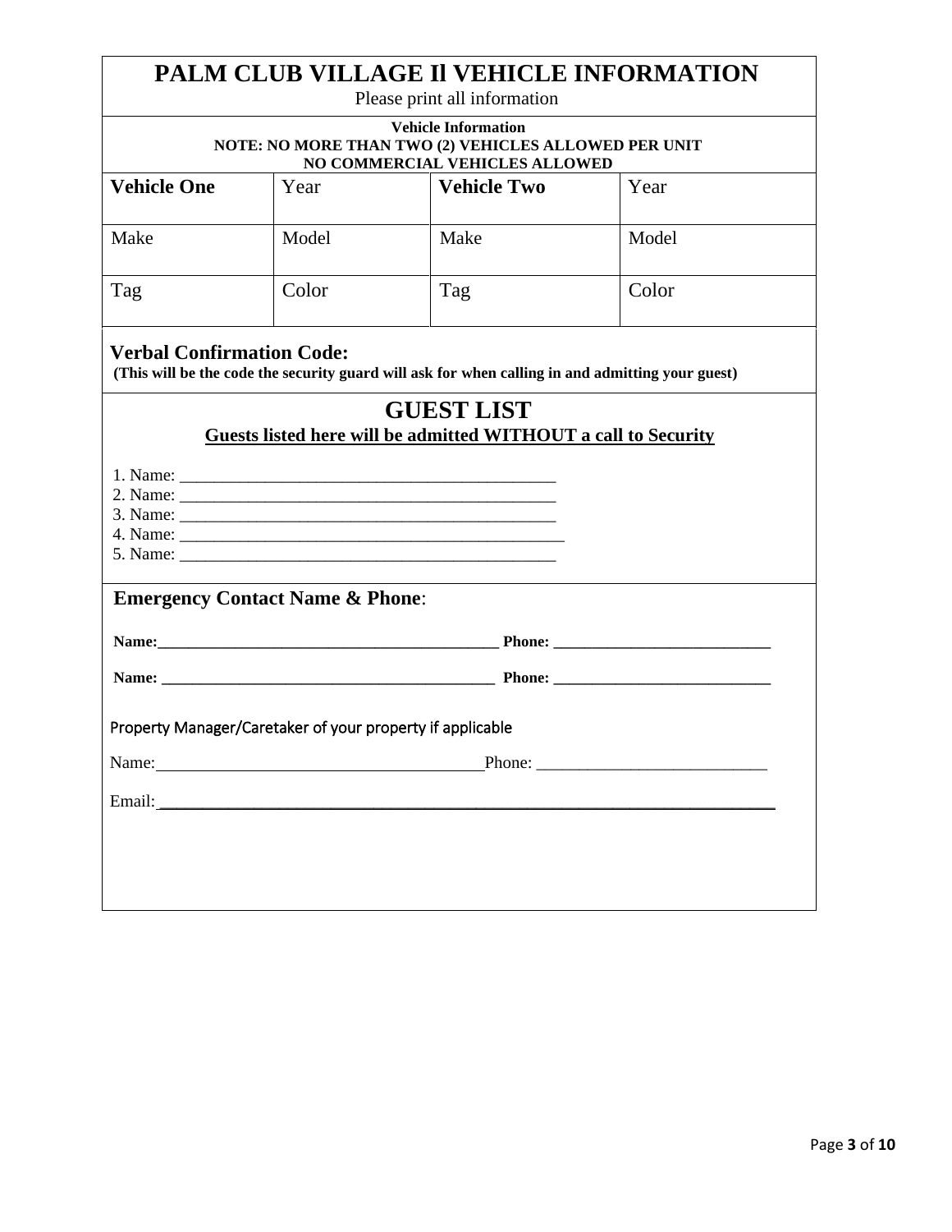# PALM CLUB VILLAGE Il VEHICLE INFORMATION

Please print all information

**Vehicle Information**
**NOTE: NO MORE THAN TWO (2) VEHICLES ALLOWED PER UNIT**
**NO COMMERCIAL VEHICLES ALLOWED**

| **Vehicle One** | Year | **Vehicle Two** | Year |
|---|---|---|---|
| Make | Model | Make | Model |
| Tag | Color | Tag | Color |

**Verbal Confirmation Code:**
**(This will be the code the security guard will ask for when calling in and admitting your guest)**

## GUEST LIST

**Guests listed here will be admitted WITHOUT a call to Security**

1. Name: ______________________________________________
2. Name: ______________________________________________
3. Name: ______________________________________________
4. Name: ______________________________________________
5. Name: ______________________________________________

**Emergency Contact Name & Phone**:

**Name:____________________________________________ Phone: ___________________________**

**Name: ___________________________________________ Phone: ___________________________**

Property Manager/Caretaker of your property if applicable

Name:_______________________________________Phone: ___________________________

Email:______________________________________________________________________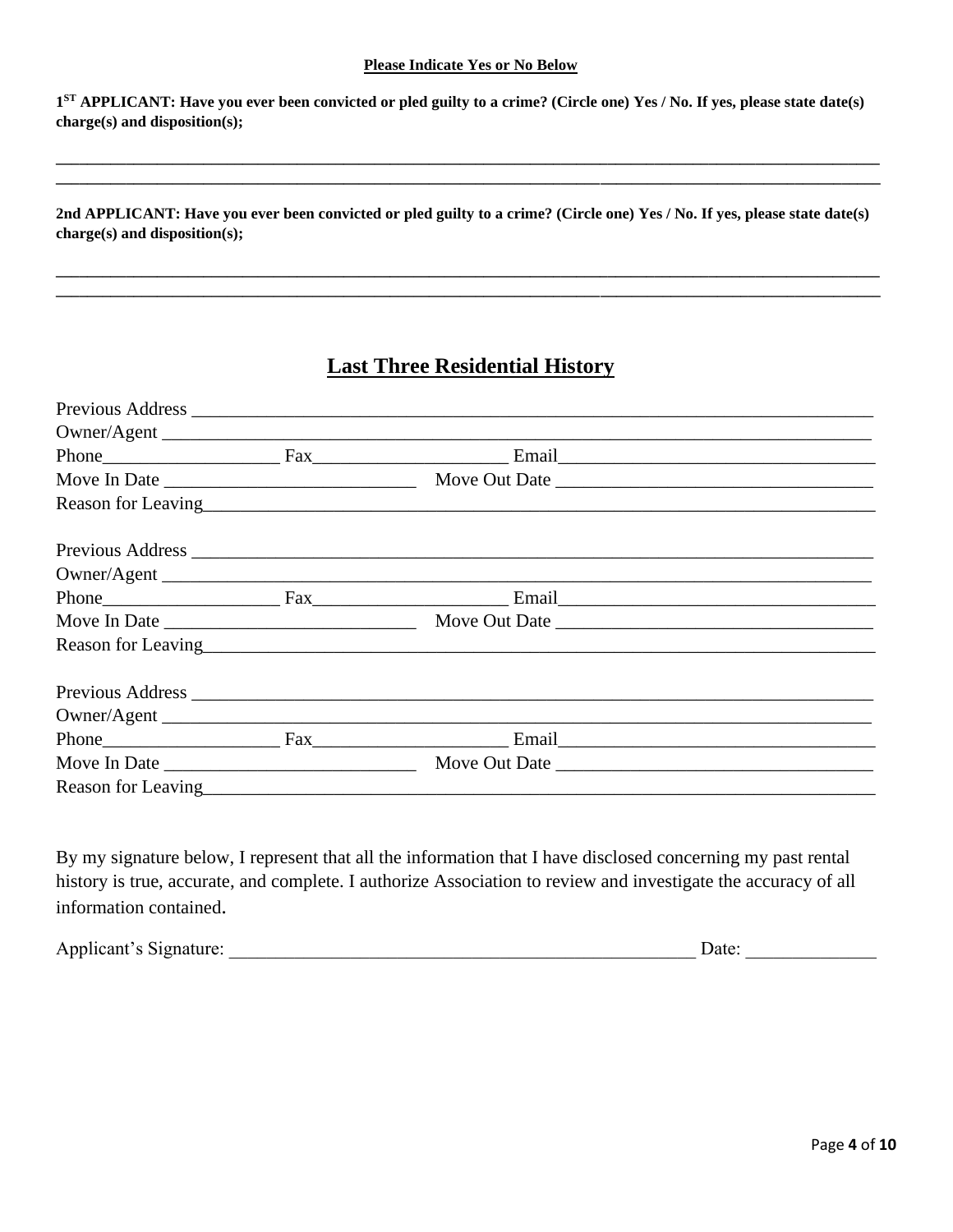**Please Indicate Yes or No Below**

**1ST APPLICANT: Have you ever been convicted or pled guilty to a crime? (Circle one) Yes / No. If yes, please state date(s) charge(s) and disposition(s);**

\_\_\_\_\_\_\_\_\_\_\_\_\_\_\_\_\_\_\_\_\_\_\_\_\_\_\_\_\_\_\_\_\_\_\_\_\_\_\_\_\_\_\_\_\_\_\_\_\_\_\_\_\_\_\_\_\_\_\_\_\_\_\_\_\_\_\_\_\_\_\_\_\_\_\_\_\_\_

\_\_\_\_\_\_\_\_\_\_\_\_\_\_\_\_\_\_\_\_\_\_\_\_\_\_\_\_\_\_\_\_\_\_\_\_\_\_\_\_\_\_\_\_\_\_\_\_\_\_\_\_\_\_\_\_\_\_\_\_\_\_\_\_\_\_\_\_\_\_\_\_\_\_\_\_\_\_

**2nd APPLICANT: Have you ever been convicted or pled guilty to a crime? (Circle one) Yes / No. If yes, please state date(s) charge(s) and disposition(s);**

\_\_\_\_\_\_\_\_\_\_\_\_\_\_\_\_\_\_\_\_\_\_\_\_\_\_\_\_\_\_\_\_\_\_\_\_\_\_\_\_\_\_\_\_\_\_\_\_\_\_\_\_\_\_\_\_\_\_\_\_\_\_\_\_\_\_\_\_\_\_\_\_\_\_\_\_\_\_

\_\_\_\_\_\_\_\_\_\_\_\_\_\_\_\_\_\_\_\_\_\_\_\_\_\_\_\_\_\_\_\_\_\_\_\_\_\_\_\_\_\_\_\_\_\_\_\_\_\_\_\_\_\_\_\_\_\_\_\_\_\_\_\_\_\_\_\_\_\_\_\_\_\_\_\_\_\_

## Last Three Residential History

Previous Address \_\_\_\_\_\_\_\_\_\_\_\_\_\_\_\_\_\_\_\_\_\_\_\_\_\_\_\_\_\_\_\_\_\_\_\_\_\_\_\_\_\_\_\_\_\_\_\_\_\_\_\_\_\_\_\_\_\_\_\_

Owner/Agent \_\_\_\_\_\_\_\_\_\_\_\_\_\_\_\_\_\_\_\_\_\_\_\_\_\_\_\_\_\_\_\_\_\_\_\_\_\_\_\_\_\_\_\_\_\_\_\_\_\_\_\_\_\_\_\_\_\_\_\_\_\_\_\_

Phone\_\_\_\_\_\_\_\_\_\_\_\_\_\_\_\_\_\_ Fax\_\_\_\_\_\_\_\_\_\_\_\_\_\_\_\_\_\_\_\_ Email\_\_\_\_\_\_\_\_\_\_\_\_\_\_\_\_\_\_\_\_\_\_\_\_\_\_\_\_\_\_\_\_

Move In Date \_\_\_\_\_\_\_\_\_\_\_\_\_\_\_\_\_\_\_\_\_\_\_\_\_\_ Move Out Date \_\_\_\_\_\_\_\_\_\_\_\_\_\_\_\_\_\_\_\_\_\_\_\_\_\_\_\_\_\_\_\_

Reason for Leaving\_\_\_\_\_\_\_\_\_\_\_\_\_\_\_\_\_\_\_\_\_\_\_\_\_\_\_\_\_\_\_\_\_\_\_\_\_\_\_\_\_\_\_\_\_\_\_\_\_\_\_\_\_\_\_\_\_\_\_\_\_\_

Previous Address \_\_\_\_\_\_\_\_\_\_\_\_\_\_\_\_\_\_\_\_\_\_\_\_\_\_\_\_\_\_\_\_\_\_\_\_\_\_\_\_\_\_\_\_\_\_\_\_\_\_\_\_\_\_\_\_\_\_\_\_

Owner/Agent \_\_\_\_\_\_\_\_\_\_\_\_\_\_\_\_\_\_\_\_\_\_\_\_\_\_\_\_\_\_\_\_\_\_\_\_\_\_\_\_\_\_\_\_\_\_\_\_\_\_\_\_\_\_\_\_\_\_\_\_\_\_\_\_

Phone\_\_\_\_\_\_\_\_\_\_\_\_\_\_\_\_\_\_ Fax\_\_\_\_\_\_\_\_\_\_\_\_\_\_\_\_\_\_\_\_ Email\_\_\_\_\_\_\_\_\_\_\_\_\_\_\_\_\_\_\_\_\_\_\_\_\_\_\_\_\_\_\_\_

Move In Date \_\_\_\_\_\_\_\_\_\_\_\_\_\_\_\_\_\_\_\_\_\_\_\_\_\_ Move Out Date \_\_\_\_\_\_\_\_\_\_\_\_\_\_\_\_\_\_\_\_\_\_\_\_\_\_\_\_\_\_\_\_

Reason for Leaving\_\_\_\_\_\_\_\_\_\_\_\_\_\_\_\_\_\_\_\_\_\_\_\_\_\_\_\_\_\_\_\_\_\_\_\_\_\_\_\_\_\_\_\_\_\_\_\_\_\_\_\_\_\_\_\_\_\_\_\_\_\_

Previous Address \_\_\_\_\_\_\_\_\_\_\_\_\_\_\_\_\_\_\_\_\_\_\_\_\_\_\_\_\_\_\_\_\_\_\_\_\_\_\_\_\_\_\_\_\_\_\_\_\_\_\_\_\_\_\_\_\_\_\_\_

Owner/Agent \_\_\_\_\_\_\_\_\_\_\_\_\_\_\_\_\_\_\_\_\_\_\_\_\_\_\_\_\_\_\_\_\_\_\_\_\_\_\_\_\_\_\_\_\_\_\_\_\_\_\_\_\_\_\_\_\_\_\_\_\_\_\_\_

Phone\_\_\_\_\_\_\_\_\_\_\_\_\_\_\_\_\_\_ Fax\_\_\_\_\_\_\_\_\_\_\_\_\_\_\_\_\_\_\_\_ Email\_\_\_\_\_\_\_\_\_\_\_\_\_\_\_\_\_\_\_\_\_\_\_\_\_\_\_\_\_\_\_\_

Move In Date \_\_\_\_\_\_\_\_\_\_\_\_\_\_\_\_\_\_\_\_\_\_\_\_\_\_ Move Out Date \_\_\_\_\_\_\_\_\_\_\_\_\_\_\_\_\_\_\_\_\_\_\_\_\_\_\_\_\_\_\_\_

Reason for Leaving\_\_\_\_\_\_\_\_\_\_\_\_\_\_\_\_\_\_\_\_\_\_\_\_\_\_\_\_\_\_\_\_\_\_\_\_\_\_\_\_\_\_\_\_\_\_\_\_\_\_\_\_\_\_\_\_\_\_\_\_\_\_

By my signature below, I represent that all the information that I have disclosed concerning my past rental history is true, accurate, and complete. I authorize Association to review and investigate the accuracy of all information contained.

Applicant's Signature: \_\_\_\_\_\_\_\_\_\_\_\_\_\_\_\_\_\_\_\_\_\_\_\_\_\_\_\_\_\_\_\_\_\_\_\_\_\_\_\_\_\_\_\_\_\_\_\_\_\_ Date: \_\_\_\_\_\_\_\_\_\_\_\_\_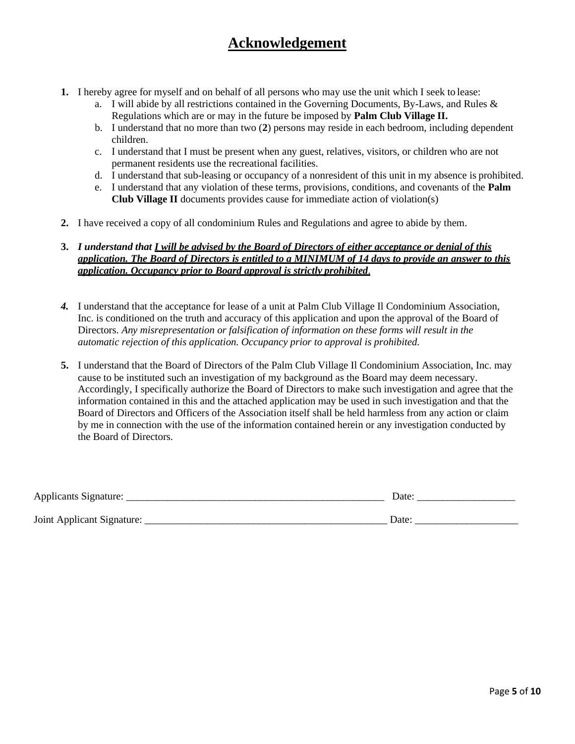# <u>Acknowledgement</u>

1. I hereby agree for myself and on behalf of all persons who may use the unit which I seek to lease:
   a. I will abide by all restrictions contained in the Governing Documents, By-Laws, and Rules & Regulations which are or may in the future be imposed by **Palm Club Village II.**
   b. I understand that no more than two (**2**) persons may reside in each bedroom, including dependent children.
   c. I understand that I must be present when any guest, relatives, visitors, or children who are not permanent residents use the recreational facilities.
   d. I understand that sub-leasing or occupancy of a nonresident of this unit in my absence is prohibited.
   e. I understand that any violation of these terms, provisions, conditions, and covenants of the **Palm Club Village II** documents provides cause for immediate action of violation(s)

2. I have received a copy of all condominium Rules and Regulations and agree to abide by them.

3. ***I understand that <u>I will be advised by the Board of Directors of either acceptance or denial of this application. The Board of Directors is entitled to a MINIMUM of 14 days to provide an answer to this application. Occupancy prior to Board approval is strictly prohibited</u>.***

4. I understand that the acceptance for lease of a unit at Palm Club Village Il Condominium Association, Inc. is conditioned on the truth and accuracy of this application and upon the approval of the Board of Directors. *Any misrepresentation or falsification of information on these forms will result in the automatic rejection of this application. Occupancy prior to approval is prohibited.*

5. I understand that the Board of Directors of the Palm Club Village Il Condominium Association, Inc. may cause to be instituted such an investigation of my background as the Board may deem necessary. Accordingly, I specifically authorize the Board of Directors to make such investigation and agree that the information contained in this and the attached application may be used in such investigation and that the Board of Directors and Officers of the Association itself shall be held harmless from any action or claim by me in connection with the use of the information contained herein or any investigation conducted by the Board of Directors.

Applicants Signature: ____________________________________________________ Date: ___________________

Joint Applicant Signature: _________________________________________________ Date: ____________________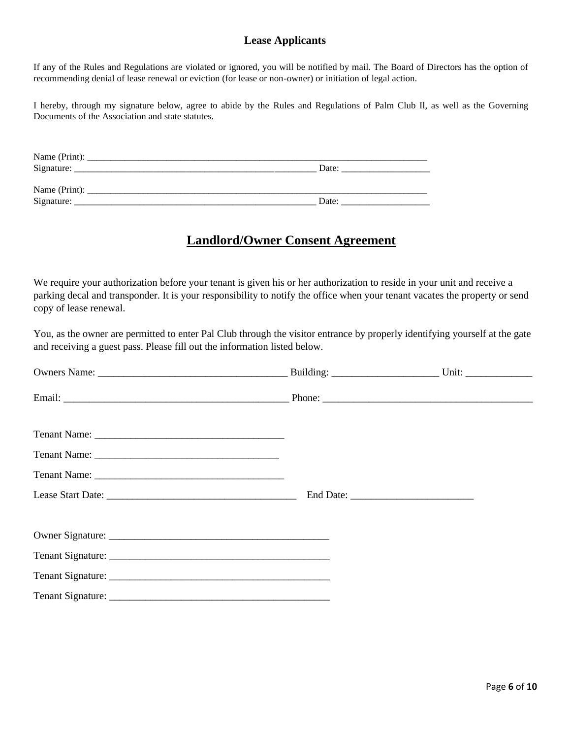### Lease Applicants

If any of the Rules and Regulations are violated or ignored, you will be notified by mail. The Board of Directors has the option of recommending denial of lease renewal or eviction (for lease or non-owner) or initiation of legal action.

I hereby, through my signature below, agree to abide by the Rules and Regulations of Palm Club Il, as well as the Governing Documents of the Association and state statutes.

Name (Print): ____________________________________________________________________________
Signature: ______________________________________________________ Date: ___________________

Name (Print): ____________________________________________________________________________
Signature: ______________________________________________________ Date: ___________________

## Landlord/Owner Consent Agreement

We require your authorization before your tenant is given his or her authorization to reside in your unit and receive a parking decal and transponder. It is your responsibility to notify the office when your tenant vacates the property or send copy of lease renewal.

You, as the owner are permitted to enter Pal Club through the visitor entrance by properly identifying yourself at the gate and receiving a guest pass. Please fill out the information listed below.

Owners Name: _____________________________________ Building: ____________________ Unit: _____________

Email: __________________________________________ Phone: ________________________________________

Tenant Name: _____________________________________

Tenant Name: ____________________________________

Tenant Name: _____________________________________

Lease Start Date: _____________________________________ End Date: ________________________

Owner Signature: ___________________________________________

Tenant Signature: ___________________________________________

Tenant Signature: ___________________________________________

Tenant Signature: ___________________________________________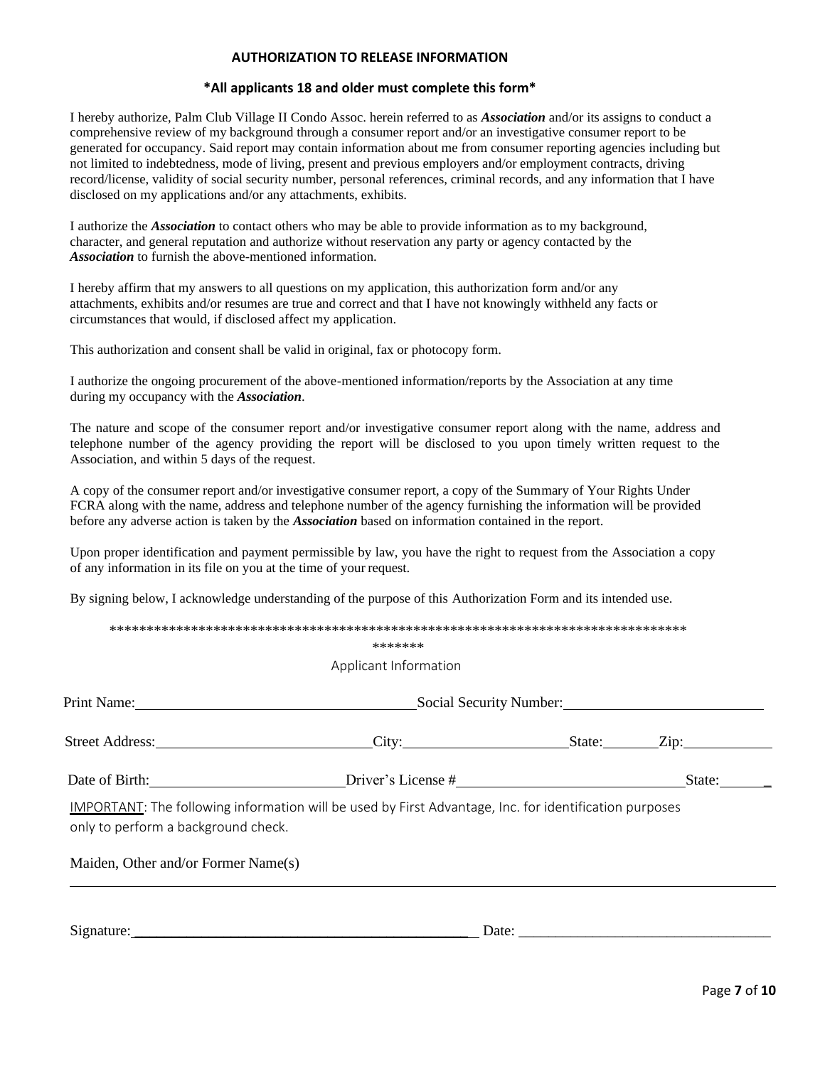## AUTHORIZATION TO RELEASE INFORMATION

### *All applicants 18 and older must complete this form*

I hereby authorize, Palm Club Village II Condo Assoc. herein referred to as ***Association*** and/or its assigns to conduct a comprehensive review of my background through a consumer report and/or an investigative consumer report to be generated for occupancy. Said report may contain information about me from consumer reporting agencies including but not limited to indebtedness, mode of living, present and previous employers and/or employment contracts, driving record/license, validity of social security number, personal references, criminal records, and any information that I have disclosed on my applications and/or any attachments, exhibits.

I authorize the ***Association*** to contact others who may be able to provide information as to my background, character, and general reputation and authorize without reservation any party or agency contacted by the ***Association*** to furnish the above-mentioned information.

I hereby affirm that my answers to all questions on my application, this authorization form and/or any attachments, exhibits and/or resumes are true and correct and that I have not knowingly withheld any facts or circumstances that would, if disclosed affect my application.

This authorization and consent shall be valid in original, fax or photocopy form.

I authorize the ongoing procurement of the above-mentioned information/reports by the Association at any time during my occupancy with the ***Association***.

The nature and scope of the consumer report and/or investigative consumer report along with the name, address and telephone number of the agency providing the report will be disclosed to you upon timely written request to the Association, and within 5 days of the request.

A copy of the consumer report and/or investigative consumer report, a copy of the Summary of Your Rights Under FCRA along with the name, address and telephone number of the agency furnishing the information will be provided before any adverse action is taken by the ***Association*** based on information contained in the report.

Upon proper identification and payment permissible by law, you have the right to request from the Association a copy of any information in its file on you at the time of your request.

By signing below, I acknowledge understanding of the purpose of this Authorization Form and its intended use.

*******************************************************************************
*******

Applicant Information

Print Name:______________________________ Social Security Number:______________________

Street Address:______________________ City:__________________ State:______ Zip:__________

Date of Birth:____________________ Driver's License #________________________ State:______

<u>IMPORTANT</u>: The following information will be used by First Advantage, Inc. for identification purposes only to perform a background check.

Maiden, Other and/or Former Name(s)

_______________________________________________________________________________

Signature:_______________________________________ Date: ____________________________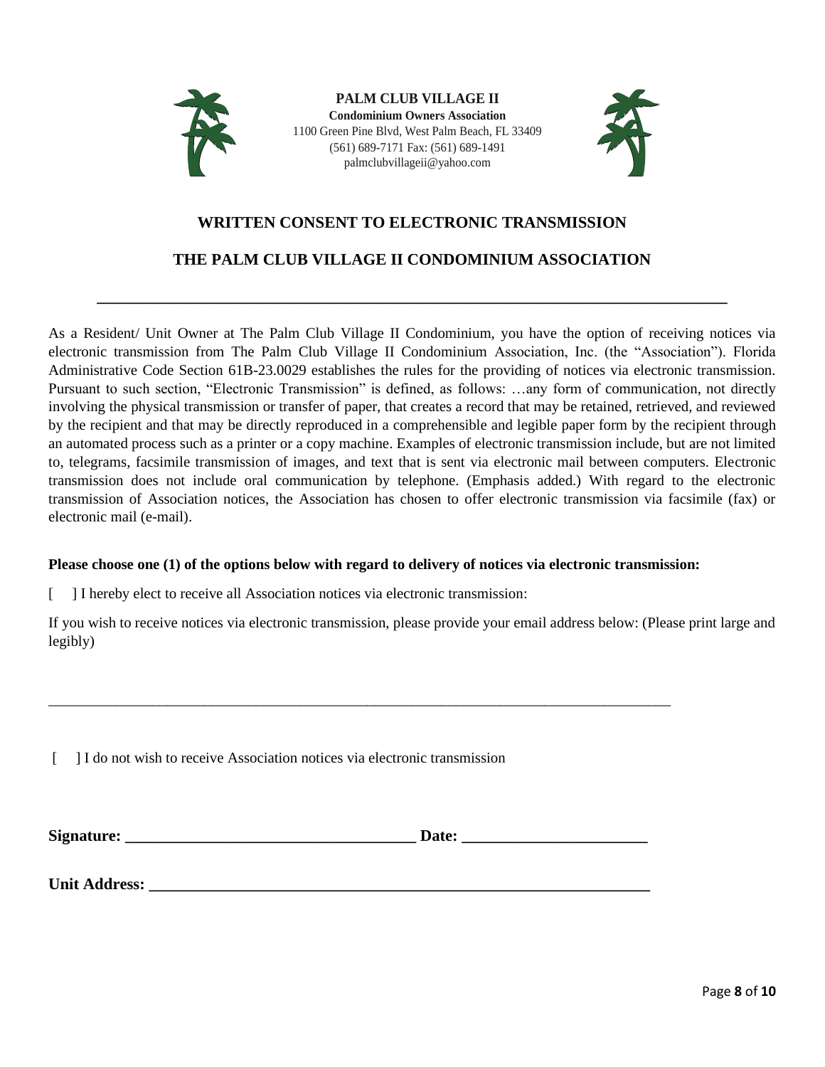**PALM CLUB VILLAGE II**
**Condominium Owners Association**
1100 Green Pine Blvd, West Palm Beach, FL 33409
(561) 689-7171 Fax: (561) 689-1491
palmclubvillageii@yahoo.com

## WRITTEN CONSENT TO ELECTRONIC TRANSMISSION

## THE PALM CLUB VILLAGE II CONDOMINIUM ASSOCIATION

---

As a Resident/ Unit Owner at The Palm Club Village II Condominium, you have the option of receiving notices via electronic transmission from The Palm Club Village II Condominium Association, Inc. (the "Association"). Florida Administrative Code Section 61B-23.0029 establishes the rules for the providing of notices via electronic transmission. Pursuant to such section, "Electronic Transmission" is defined, as follows: …any form of communication, not directly involving the physical transmission or transfer of paper, that creates a record that may be retained, retrieved, and reviewed by the recipient and that may be directly reproduced in a comprehensible and legible paper form by the recipient through an automated process such as a printer or a copy machine. Examples of electronic transmission include, but are not limited to, telegrams, facsimile transmission of images, and text that is sent via electronic mail between computers. Electronic transmission does not include oral communication by telephone. (Emphasis added.) With regard to the electronic transmission of Association notices, the Association has chosen to offer electronic transmission via facsimile (fax) or electronic mail (e-mail).

**Please choose one (1) of the options below with regard to delivery of notices via electronic transmission:**

[ ] I hereby elect to receive all Association notices via electronic transmission:

If you wish to receive notices via electronic transmission, please provide your email address below: (Please print large and legibly)

_____________________________________________________________________________________

[ ] I do not wish to receive Association notices via electronic transmission

**Signature: ___________________________________ Date: ______________________**

**Unit Address: ______________________________________________________________**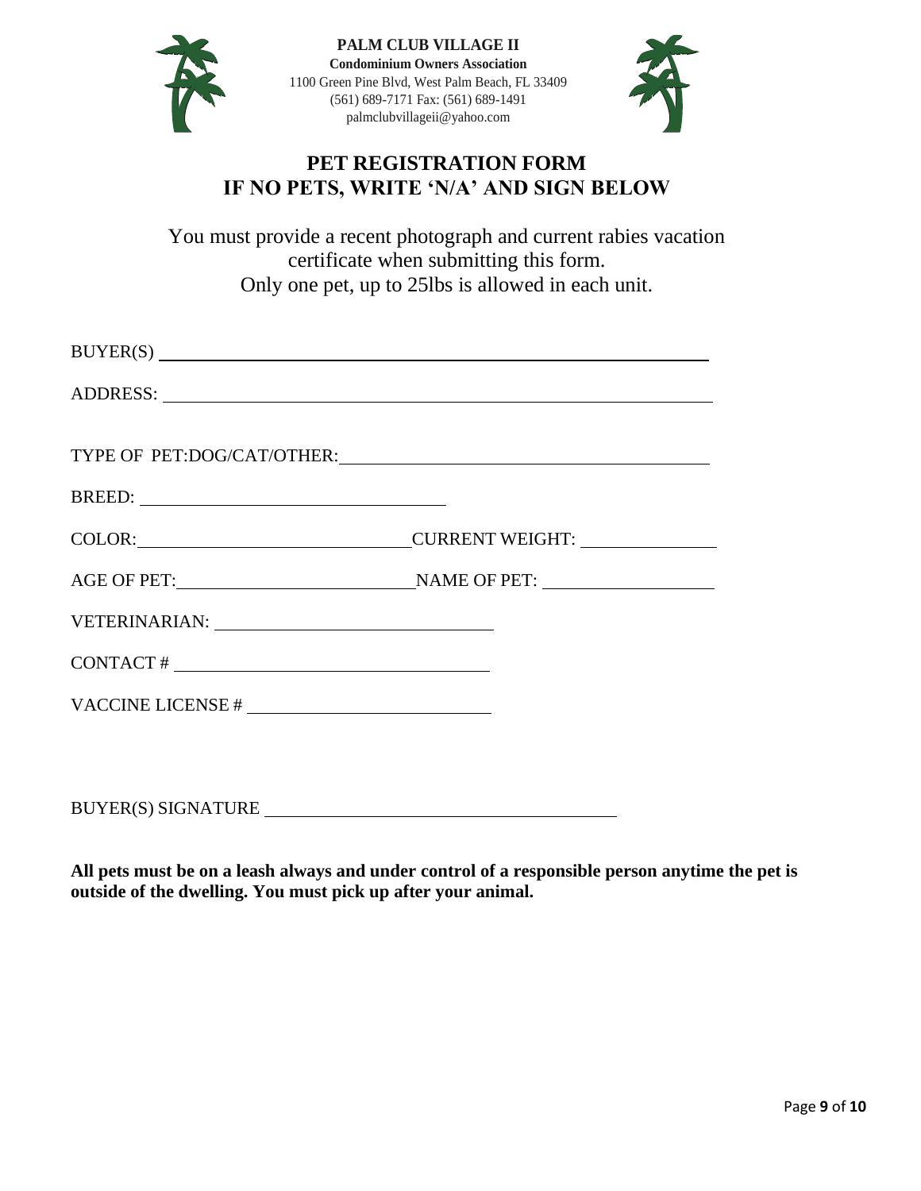**PALM CLUB VILLAGE II**
**Condominium Owners Association**
1100 Green Pine Blvd, West Palm Beach, FL 33409
(561) 689-7171 Fax: (561) 689-1491
palmclubvillageii@yahoo.com

# PET REGISTRATION FORM
# IF NO PETS, WRITE 'N/A' AND SIGN BELOW

You must provide a recent photograph and current rabies vacation certificate when submitting this form.
Only one pet, up to 25lbs is allowed in each unit.

BUYER(S) ________________________________________________

ADDRESS: ________________________________________________

TYPE OF PET:DOG/CAT/OTHER: ______________________________

BREED: __________________________

COLOR: ______________________ CURRENT WEIGHT: ____________

AGE OF PET: ___________________ NAME OF PET: ______________

VETERINARIAN: ______________________

CONTACT # __________________________

VACCINE LICENSE # ____________________

BUYER(S) SIGNATURE ______________________________

**All pets must be on a leash always and under control of a responsible person anytime the pet is outside of the dwelling. You must pick up after your animal.**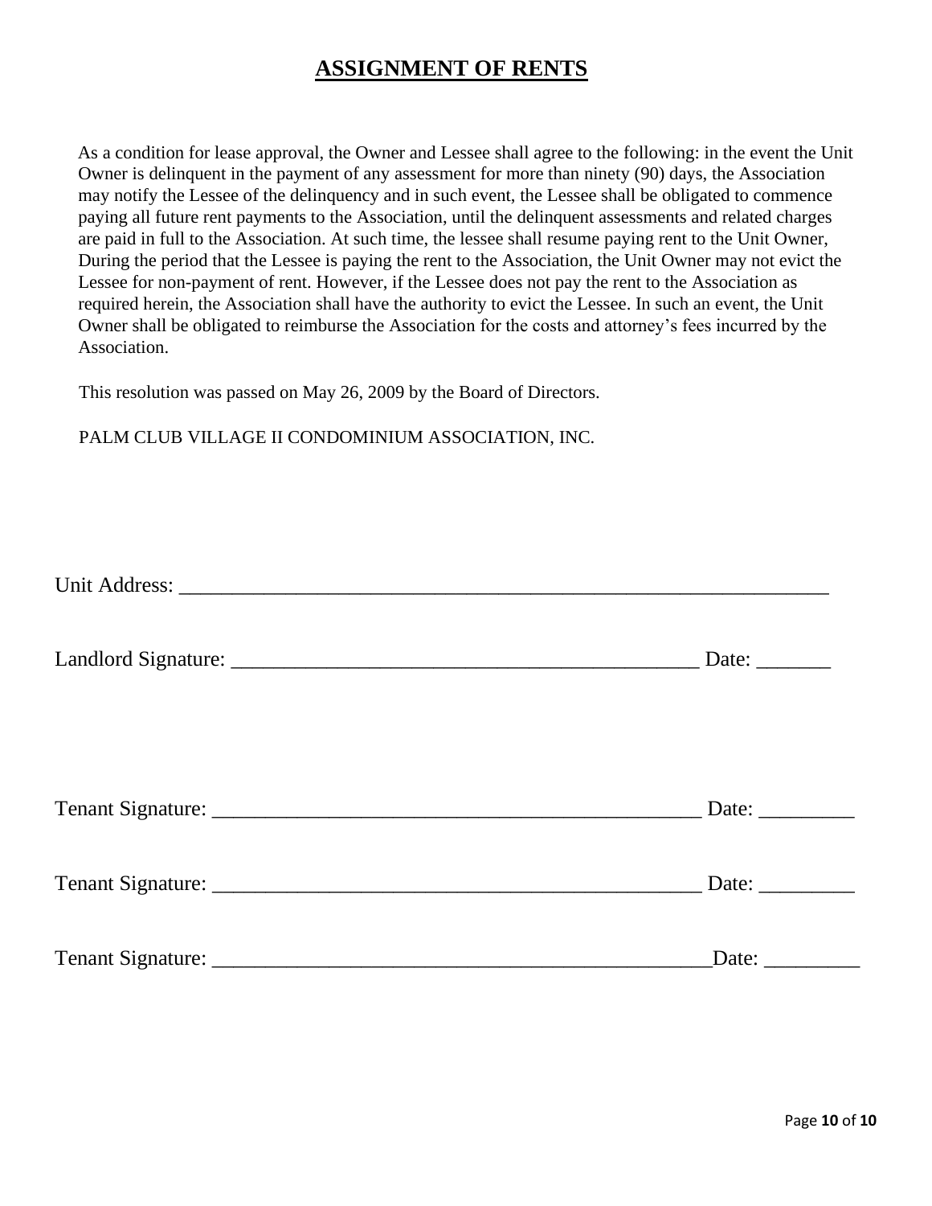# ASSIGNMENT OF RENTS

As a condition for lease approval, the Owner and Lessee shall agree to the following: in the event the Unit Owner is delinquent in the payment of any assessment for more than ninety (90) days, the Association may notify the Lessee of the delinquency and in such event, the Lessee shall be obligated to commence paying all future rent payments to the Association, until the delinquent assessments and related charges are paid in full to the Association. At such time, the lessee shall resume paying rent to the Unit Owner, During the period that the Lessee is paying the rent to the Association, the Unit Owner may not evict the Lessee for non-payment of rent. However, if the Lessee does not pay the rent to the Association as required herein, the Association shall have the authority to evict the Lessee. In such an event, the Unit Owner shall be obligated to reimburse the Association for the costs and attorney's fees incurred by the Association.

This resolution was passed on May 26, 2009 by the Board of Directors.

PALM CLUB VILLAGE II CONDOMINIUM ASSOCIATION, INC.

Unit Address: ___________________________________________________________

Landlord Signature: ____________________________________________ Date: _______

Tenant Signature: ______________________________________________ Date: _________

Tenant Signature: ______________________________________________ Date: _________

Tenant Signature: _______________________________________________Date: _________